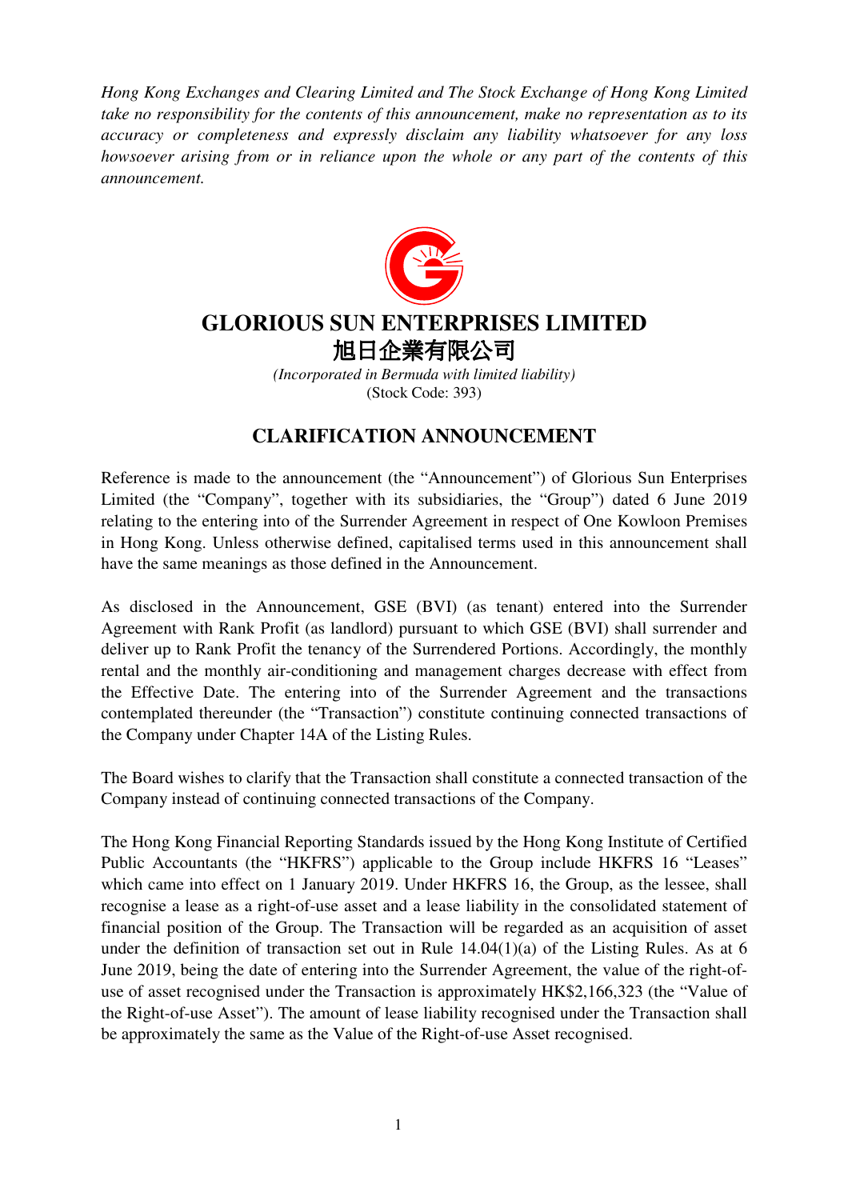*Hong Kong Exchanges and Clearing Limited and The Stock Exchange of Hong Kong Limited take no responsibility for the contents of this announcement, make no representation as to its accuracy or completeness and expressly disclaim any liability whatsoever for any loss howsoever arising from or in reliance upon the whole or any part of the contents of this announcement.*

# GLORIOUS SUN ENTERPRISES LIMITED
# 旭日企業有限公司

*(Incorporated in Bermuda with limited liability)*
(Stock Code: 393)

## CLARIFICATION ANNOUNCEMENT

Reference is made to the announcement (the "Announcement") of Glorious Sun Enterprises Limited (the "Company", together with its subsidiaries, the "Group") dated 6 June 2019 relating to the entering into of the Surrender Agreement in respect of One Kowloon Premises in Hong Kong. Unless otherwise defined, capitalised terms used in this announcement shall have the same meanings as those defined in the Announcement.

As disclosed in the Announcement, GSE (BVI) (as tenant) entered into the Surrender Agreement with Rank Profit (as landlord) pursuant to which GSE (BVI) shall surrender and deliver up to Rank Profit the tenancy of the Surrendered Portions. Accordingly, the monthly rental and the monthly air-conditioning and management charges decrease with effect from the Effective Date. The entering into of the Surrender Agreement and the transactions contemplated thereunder (the "Transaction") constitute continuing connected transactions of the Company under Chapter 14A of the Listing Rules.

The Board wishes to clarify that the Transaction shall constitute a connected transaction of the Company instead of continuing connected transactions of the Company.

The Hong Kong Financial Reporting Standards issued by the Hong Kong Institute of Certified Public Accountants (the "HKFRS") applicable to the Group include HKFRS 16 "Leases" which came into effect on 1 January 2019. Under HKFRS 16, the Group, as the lessee, shall recognise a lease as a right-of-use asset and a lease liability in the consolidated statement of financial position of the Group. The Transaction will be regarded as an acquisition of asset under the definition of transaction set out in Rule 14.04(1)(a) of the Listing Rules. As at 6 June 2019, being the date of entering into the Surrender Agreement, the value of the right-of-use of asset recognised under the Transaction is approximately HK$2,166,323 (the "Value of the Right-of-use Asset"). The amount of lease liability recognised under the Transaction shall be approximately the same as the Value of the Right-of-use Asset recognised.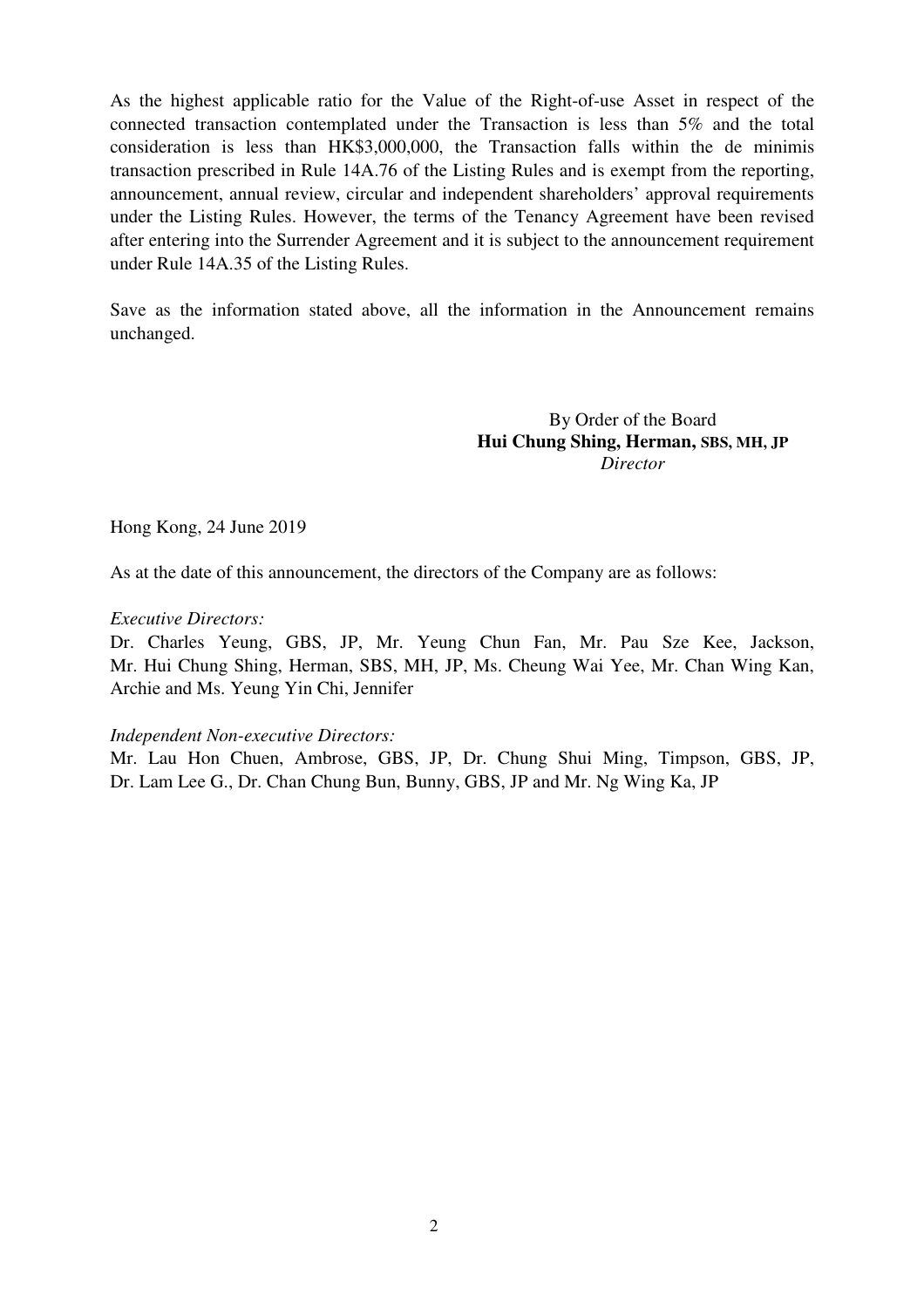As the highest applicable ratio for the Value of the Right-of-use Asset in respect of the connected transaction contemplated under the Transaction is less than 5% and the total consideration is less than HK$3,000,000, the Transaction falls within the de minimis transaction prescribed in Rule 14A.76 of the Listing Rules and is exempt from the reporting, announcement, annual review, circular and independent shareholders' approval requirements under the Listing Rules. However, the terms of the Tenancy Agreement have been revised after entering into the Surrender Agreement and it is subject to the announcement requirement under Rule 14A.35 of the Listing Rules.

Save as the information stated above, all the information in the Announcement remains unchanged.

By Order of the Board
**Hui Chung Shing, Herman, SBS, MH, JP**
*Director*

Hong Kong, 24 June 2019

As at the date of this announcement, the directors of the Company are as follows:

*Executive Directors:*
Dr. Charles Yeung, GBS, JP, Mr. Yeung Chun Fan, Mr. Pau Sze Kee, Jackson, Mr. Hui Chung Shing, Herman, SBS, MH, JP, Ms. Cheung Wai Yee, Mr. Chan Wing Kan, Archie and Ms. Yeung Yin Chi, Jennifer

*Independent Non-executive Directors:*
Mr. Lau Hon Chuen, Ambrose, GBS, JP, Dr. Chung Shui Ming, Timpson, GBS, JP, Dr. Lam Lee G., Dr. Chan Chung Bun, Bunny, GBS, JP and Mr. Ng Wing Ka, JP